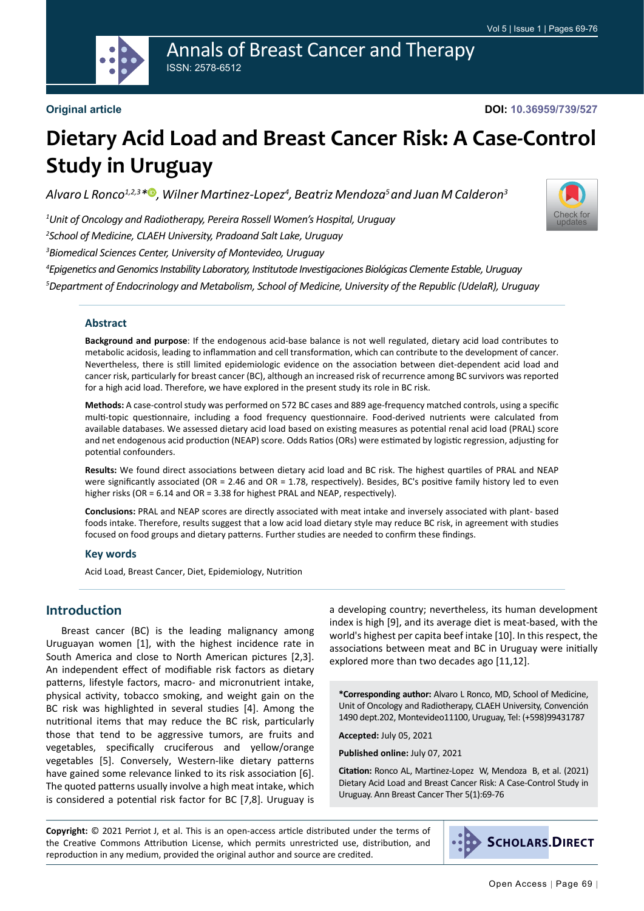Original article

DOI: 10.36959/739/527

# Dietary Acid Load and Breast Cancer Risk: A Case-Control Study in Uruguay

*Alvaro L Ronco[1,2,3]\*, Wilner Martinez-Lopez[4], Beatriz Mendoza[5] and Juan M Calderon[3]*

[1]*Unit of Oncology and Radiotherapy, Pereira Rossell Women's Hospital, Uruguay*

[2]*School of Medicine, CLAEH University, Pradoand Salt Lake, Uruguay*

[3]*Biomedical Sciences Center, University of Montevideo, Uruguay*

[4]*Epigenetics and Genomics Instability Laboratory, Institutode Investigaciones Biológicas Clemente Estable, Uruguay*

[5]*Department of Endocrinology and Metabolism, School of Medicine, University of the Republic (UdelaR), Uruguay*

## Abstract

**Background and purpose**: If the endogenous acid-base balance is not well regulated, dietary acid load contributes to metabolic acidosis, leading to inflammation and cell transformation, which can contribute to the development of cancer. Nevertheless, there is still limited epidemiologic evidence on the association between diet-dependent acid load and cancer risk, particularly for breast cancer (BC), although an increased risk of recurrence among BC survivors was reported for a high acid load. Therefore, we have explored in the present study its role in BC risk.

**Methods:** A case-control study was performed on 572 BC cases and 889 age-frequency matched controls, using a specific multi-topic questionnaire, including a food frequency questionnaire. Food-derived nutrients were calculated from available databases. We assessed dietary acid load based on existing measures as potential renal acid load (PRAL) score and net endogenous acid production (NEAP) score. Odds Ratios (ORs) were estimated by logistic regression, adjusting for potential confounders.

**Results:** We found direct associations between dietary acid load and BC risk. The highest quartiles of PRAL and NEAP were significantly associated (OR = 2.46 and OR = 1.78, respectively). Besides, BC's positive family history led to even higher risks (OR = 6.14 and OR = 3.38 for highest PRAL and NEAP, respectively).

**Conclusions:** PRAL and NEAP scores are directly associated with meat intake and inversely associated with plant- based foods intake. Therefore, results suggest that a low acid load dietary style may reduce BC risk, in agreement with studies focused on food groups and dietary patterns. Further studies are needed to confirm these findings.

## Key words

Acid Load, Breast Cancer, Diet, Epidemiology, Nutrition

## Introduction

Breast cancer (BC) is the leading malignancy among Uruguayan women [1], with the highest incidence rate in South America and close to North American pictures [2,3]. An independent effect of modifiable risk factors as dietary patterns, lifestyle factors, macro- and micronutrient intake, physical activity, tobacco smoking, and weight gain on the BC risk was highlighted in several studies [4]. Among the nutritional items that may reduce the BC risk, particularly those that tend to be aggressive tumors, are fruits and vegetables, specifically cruciferous and yellow/orange vegetables [5]. Conversely, Western-like dietary patterns have gained some relevance linked to its risk association [6]. The quoted patterns usually involve a high meat intake, which is considered a potential risk factor for BC [7,8]. Uruguay is a developing country; nevertheless, its human development index is high [9], and its average diet is meat-based, with the world's highest per capita beef intake [10]. In this respect, the associations between meat and BC in Uruguay were initially explored more than two decades ago [11,12].

**\*Corresponding author:** Alvaro L Ronco, MD, School of Medicine, Unit of Oncology and Radiotherapy, CLAEH University, Convención 1490 dept.202, Montevideo11100, Uruguay, Tel: (+598)99431787

**Accepted:** July 05, 2021

**Published online:** July 07, 2021

**Citation:** Ronco AL, Martinez-Lopez W, Mendoza B, et al. (2021) Dietary Acid Load and Breast Cancer Risk: A Case-Control Study in Uruguay. Ann Breast Cancer Ther 5(1):69-76

**Copyright:** © 2021 Perriot J, et al. This is an open-access article distributed under the terms of the Creative Commons Attribution License, which permits unrestricted use, distribution, and reproduction in any medium, provided the original author and source are credited.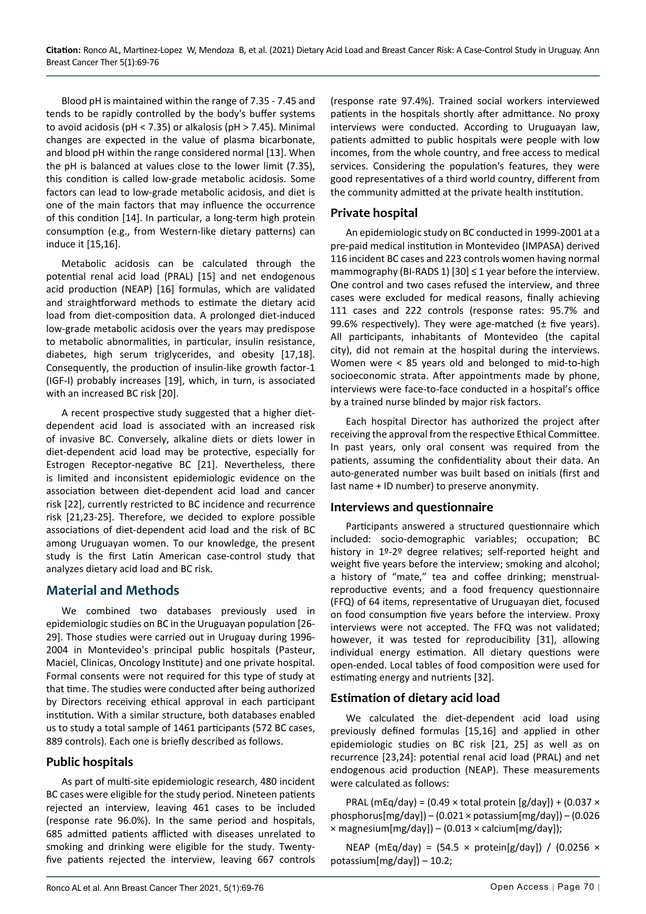Blood pH is maintained within the range of 7.35 - 7.45 and tends to be rapidly controlled by the body's buffer systems to avoid acidosis (pH < 7.35) or alkalosis (pH > 7.45). Minimal changes are expected in the value of plasma bicarbonate, and blood pH within the range considered normal [13]. When the pH is balanced at values close to the lower limit (7.35), this condition is called low-grade metabolic acidosis. Some factors can lead to low-grade metabolic acidosis, and diet is one of the main factors that may influence the occurrence of this condition [14]. In particular, a long-term high protein consumption (e.g., from Western-like dietary patterns) can induce it [15,16].

Metabolic acidosis can be calculated through the potential renal acid load (PRAL) [15] and net endogenous acid production (NEAP) [16] formulas, which are validated and straightforward methods to estimate the dietary acid load from diet-composition data. A prolonged diet-induced low-grade metabolic acidosis over the years may predispose to metabolic abnormalities, in particular, insulin resistance, diabetes, high serum triglycerides, and obesity [17,18]. Consequently, the production of insulin-like growth factor-1 (IGF-I) probably increases [19], which, in turn, is associated with an increased BC risk [20].

A recent prospective study suggested that a higher diet-dependent acid load is associated with an increased risk of invasive BC. Conversely, alkaline diets or diets lower in diet-dependent acid load may be protective, especially for Estrogen Receptor-negative BC [21]. Nevertheless, there is limited and inconsistent epidemiologic evidence on the association between diet-dependent acid load and cancer risk [22], currently restricted to BC incidence and recurrence risk [21,23-25]. Therefore, we decided to explore possible associations of diet-dependent acid load and the risk of BC among Uruguayan women. To our knowledge, the present study is the first Latin American case-control study that analyzes dietary acid load and BC risk.

## Material and Methods

We combined two databases previously used in epidemiologic studies on BC in the Uruguayan population [26-29]. Those studies were carried out in Uruguay during 1996-2004 in Montevideo's principal public hospitals (Pasteur, Maciel, Clinicas, Oncology Institute) and one private hospital. Formal consents were not required for this type of study at that time. The studies were conducted after being authorized by Directors receiving ethical approval in each participant institution. With a similar structure, both databases enabled us to study a total sample of 1461 participants (572 BC cases, 889 controls). Each one is briefly described as follows.

### Public hospitals

As part of multi-site epidemiologic research, 480 incident BC cases were eligible for the study period. Nineteen patients rejected an interview, leaving 461 cases to be included (response rate 96.0%). In the same period and hospitals, 685 admitted patients afflicted with diseases unrelated to smoking and drinking were eligible for the study. Twenty-five patients rejected the interview, leaving 667 controls (response rate 97.4%). Trained social workers interviewed patients in the hospitals shortly after admittance. No proxy interviews were conducted. According to Uruguayan law, patients admitted to public hospitals were people with low incomes, from the whole country, and free access to medical services. Considering the population's features, they were good representatives of a third world country, different from the community admitted at the private health institution.

### Private hospital

An epidemiologic study on BC conducted in 1999-2001 at a pre-paid medical institution in Montevideo (IMPASA) derived 116 incident BC cases and 223 controls women having normal mammography (BI-RADS 1) [30] ≤ 1 year before the interview. One control and two cases refused the interview, and three cases were excluded for medical reasons, finally achieving 111 cases and 222 controls (response rates: 95.7% and 99.6% respectively). They were age-matched (± five years). All participants, inhabitants of Montevideo (the capital city), did not remain at the hospital during the interviews. Women were < 85 years old and belonged to mid-to-high socioeconomic strata. After appointments made by phone, interviews were face-to-face conducted in a hospital's office by a trained nurse blinded by major risk factors.

Each hospital Director has authorized the project after receiving the approval from the respective Ethical Committee. In past years, only oral consent was required from the patients, assuming the confidentiality about their data. An auto-generated number was built based on initials (first and last name + ID number) to preserve anonymity.

### Interviews and questionnaire

Participants answered a structured questionnaire which included: socio-demographic variables; occupation; BC history in 1º-2º degree relatives; self-reported height and weight five years before the interview; smoking and alcohol; a history of "mate," tea and coffee drinking; menstrual-reproductive events; and a food frequency questionnaire (FFQ) of 64 items, representative of Uruguayan diet, focused on food consumption five years before the interview. Proxy interviews were not accepted. The FFQ was not validated; however, it was tested for reproducibility [31], allowing individual energy estimation. All dietary questions were open-ended. Local tables of food composition were used for estimating energy and nutrients [32].

### Estimation of dietary acid load

We calculated the diet-dependent acid load using previously defined formulas [15,16] and applied in other epidemiologic studies on BC risk [21, 25] as well as on recurrence [23,24]: potential renal acid load (PRAL) and net endogenous acid production (NEAP). These measurements were calculated as follows:

PRAL (mEq/day) = (0.49 × total protein [g/day]) + (0.037 × phosphorus[mg/day]) – (0.021 × potassium[mg/day]) – (0.026 × magnesium[mg/day]) – (0.013 × calcium[mg/day]);

NEAP (mEq/day) = (54.5 × protein[g/day]) / (0.0256 × potassium[mg/day]) – 10.2;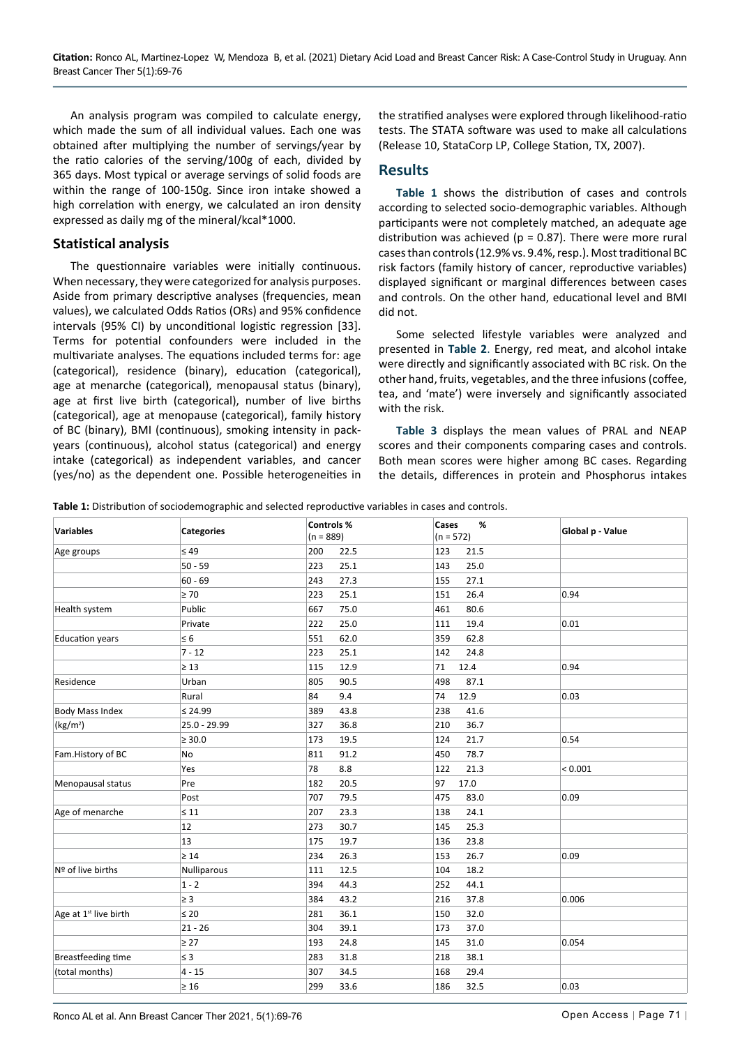An analysis program was compiled to calculate energy, which made the sum of all individual values. Each one was obtained after multiplying the number of servings/year by the ratio calories of the serving/100g of each, divided by 365 days. Most typical or average servings of solid foods are within the range of 100-150g. Since iron intake showed a high correlation with energy, we calculated an iron density expressed as daily mg of the mineral/kcal*1000.

## Statistical analysis

The questionnaire variables were initially continuous. When necessary, they were categorized for analysis purposes. Aside from primary descriptive analyses (frequencies, mean values), we calculated Odds Ratios (ORs) and 95% confidence intervals (95% CI) by unconditional logistic regression [33]. Terms for potential confounders were included in the multivariate analyses. The equations included terms for: age (categorical), residence (binary), education (categorical), age at menarche (categorical), menopausal status (binary), age at first live birth (categorical), number of live births (categorical), age at menopause (categorical), family history of BC (binary), BMI (continuous), smoking intensity in pack-years (continuous), alcohol status (categorical) and energy intake (categorical) as independent variables, and cancer (yes/no) as the dependent one. Possible heterogeneities in the stratified analyses were explored through likelihood-ratio tests. The STATA software was used to make all calculations (Release 10, StataCorp LP, College Station, TX, 2007).

## Results

**Table 1** shows the distribution of cases and controls according to selected socio-demographic variables. Although participants were not completely matched, an adequate age distribution was achieved (p = 0.87). There were more rural cases than controls (12.9% vs. 9.4%, resp.). Most traditional BC risk factors (family history of cancer, reproductive variables) displayed significant or marginal differences between cases and controls. On the other hand, educational level and BMI did not.

Some selected lifestyle variables were analyzed and presented in **Table 2**. Energy, red meat, and alcohol intake were directly and significantly associated with BC risk. On the other hand, fruits, vegetables, and the three infusions (coffee, tea, and 'mate') were inversely and significantly associated with the risk.

**Table 3** displays the mean values of PRAL and NEAP scores and their components comparing cases and controls. Both mean scores were higher among BC cases. Regarding the details, differences in protein and Phosphorus intakes

**Table 1:** Distribution of sociodemographic and selected reproductive variables in cases and controls.

| Variables | Categories | Controls % (n = 889) | | Cases % (n = 572) | | Global p - Value |
|---|---|---|---|---|---|---|
| Age groups | ≤ 49 | 200 | 22.5 | 123 | 21.5 | |
| | 50 - 59 | 223 | 25.1 | 143 | 25.0 | |
| | 60 - 69 | 243 | 27.3 | 155 | 27.1 | |
| | ≥ 70 | 223 | 25.1 | 151 | 26.4 | 0.94 |
| Health system | Public | 667 | 75.0 | 461 | 80.6 | |
| | Private | 222 | 25.0 | 111 | 19.4 | 0.01 |
| Education years | ≤ 6 | 551 | 62.0 | 359 | 62.8 | |
| | 7 - 12 | 223 | 25.1 | 142 | 24.8 | |
| | ≥ 13 | 115 | 12.9 | 71 | 12.4 | 0.94 |
| Residence | Urban | 805 | 90.5 | 498 | 87.1 | |
| | Rural | 84 | 9.4 | 74 | 12.9 | 0.03 |
| Body Mass Index | ≤ 24.99 | 389 | 43.8 | 238 | 41.6 | |
| (kg/m²) | 25.0 - 29.99 | 327 | 36.8 | 210 | 36.7 | |
| | ≥ 30.0 | 173 | 19.5 | 124 | 21.7 | 0.54 |
| Fam.History of BC | No | 811 | 91.2 | 450 | 78.7 | |
| | Yes | 78 | 8.8 | 122 | 21.3 | < 0.001 |
| Menopausal status | Pre | 182 | 20.5 | 97 | 17.0 | |
| | Post | 707 | 79.5 | 475 | 83.0 | 0.09 |
| Age of menarche | ≤ 11 | 207 | 23.3 | 138 | 24.1 | |
| | 12 | 273 | 30.7 | 145 | 25.3 | |
| | 13 | 175 | 19.7 | 136 | 23.8 | |
| | ≥ 14 | 234 | 26.3 | 153 | 26.7 | 0.09 |
| Nº of live births | Nulliparous | 111 | 12.5 | 104 | 18.2 | |
| | 1 - 2 | 394 | 44.3 | 252 | 44.1 | |
| | ≥ 3 | 384 | 43.2 | 216 | 37.8 | 0.006 |
| Age at 1st live birth | ≤ 20 | 281 | 36.1 | 150 | 32.0 | |
| | 21 - 26 | 304 | 39.1 | 173 | 37.0 | |
| | ≥ 27 | 193 | 24.8 | 145 | 31.0 | 0.054 |
| Breastfeeding time | ≤ 3 | 283 | 31.8 | 218 | 38.1 | |
| (total months) | 4 - 15 | 307 | 34.5 | 168 | 29.4 | |
| | ≥ 16 | 299 | 33.6 | 186 | 32.5 | 0.03 |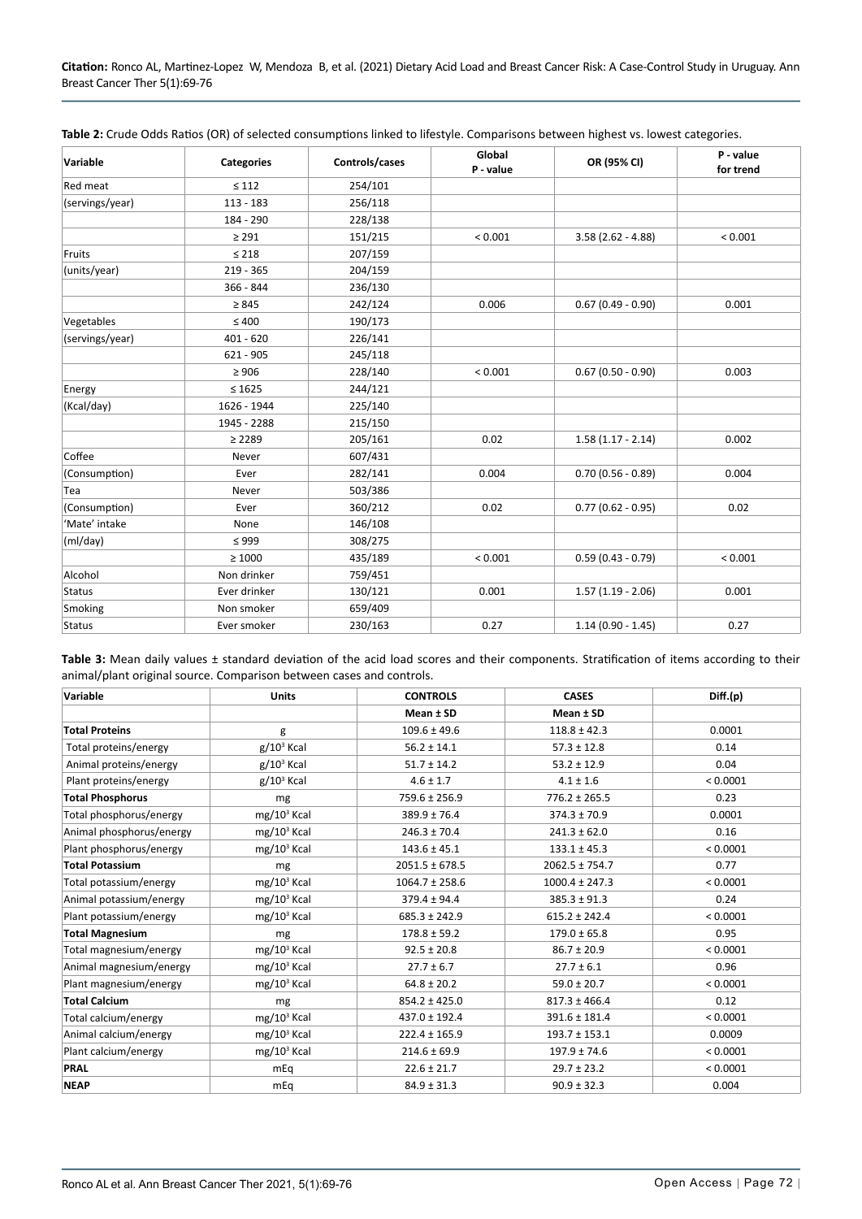**Table 2:** Crude Odds Ratios (OR) of selected consumptions linked to lifestyle. Comparisons between highest vs. lowest categories.

| Variable | Categories | Controls/cases | Global P - value | OR (95% CI) | P - value for trend |
|---|---|---|---|---|---|
| Red meat | ≤ 112 | 254/101 | | | |
| (servings/year) | 113 - 183 | 256/118 | | | |
| | 184 - 290 | 228/138 | | | |
| | ≥ 291 | 151/215 | < 0.001 | 3.58 (2.62 - 4.88) | < 0.001 |
| Fruits | ≤ 218 | 207/159 | | | |
| (units/year) | 219 - 365 | 204/159 | | | |
| | 366 - 844 | 236/130 | | | |
| | ≥ 845 | 242/124 | 0.006 | 0.67 (0.49 - 0.90) | 0.001 |
| Vegetables | ≤ 400 | 190/173 | | | |
| (servings/year) | 401 - 620 | 226/141 | | | |
| | 621 - 905 | 245/118 | | | |
| | ≥ 906 | 228/140 | < 0.001 | 0.67 (0.50 - 0.90) | 0.003 |
| Energy | ≤ 1625 | 244/121 | | | |
| (Kcal/day) | 1626 - 1944 | 225/140 | | | |
| | 1945 - 2288 | 215/150 | | | |
| | ≥ 2289 | 205/161 | 0.02 | 1.58 (1.17 - 2.14) | 0.002 |
| Coffee | Never | 607/431 | | | |
| (Consumption) | Ever | 282/141 | 0.004 | 0.70 (0.56 - 0.89) | 0.004 |
| Tea | Never | 503/386 | | | |
| (Consumption) | Ever | 360/212 | 0.02 | 0.77 (0.62 - 0.95) | 0.02 |
| 'Mate' intake | None | 146/108 | | | |
| (ml/day) | ≤ 999 | 308/275 | | | |
| | ≥ 1000 | 435/189 | < 0.001 | 0.59 (0.43 - 0.79) | < 0.001 |
| Alcohol | Non drinker | 759/451 | | | |
| Status | Ever drinker | 130/121 | 0.001 | 1.57 (1.19 - 2.06) | 0.001 |
| Smoking | Non smoker | 659/409 | | | |
| Status | Ever smoker | 230/163 | 0.27 | 1.14 (0.90 - 1.45) | 0.27 |

**Table 3:** Mean daily values ± standard deviation of the acid load scores and their components. Stratification of items according to their animal/plant original source. Comparison between cases and controls.

| Variable | Units | CONTROLS | CASES | Diff.(p) |
|---|---|---|---|---|
| | | Mean ± SD | Mean ± SD | |
| **Total Proteins** | g | 109.6 ± 49.6 | 118.8 ± 42.3 | 0.0001 |
| Total proteins/energy | g/$10^3$ Kcal | 56.2 ± 14.1 | 57.3 ± 12.8 | 0.14 |
| Animal proteins/energy | g/$10^3$ Kcal | 51.7 ± 14.2 | 53.2 ± 12.9 | 0.04 |
| Plant proteins/energy | g/$10^3$ Kcal | 4.6 ± 1.7 | 4.1 ± 1.6 | < 0.0001 |
| **Total Phosphorus** | mg | 759.6 ± 256.9 | 776.2 ± 265.5 | 0.23 |
| Total phosphorus/energy | mg/$10^3$ Kcal | 389.9 ± 76.4 | 374.3 ± 70.9 | 0.0001 |
| Animal phosphorus/energy | mg/$10^3$ Kcal | 246.3 ± 70.4 | 241.3 ± 62.0 | 0.16 |
| Plant phosphorus/energy | mg/$10^3$ Kcal | 143.6 ± 45.1 | 133.1 ± 45.3 | < 0.0001 |
| **Total Potassium** | mg | 2051.5 ± 678.5 | 2062.5 ± 754.7 | 0.77 |
| Total potassium/energy | mg/$10^3$ Kcal | 1064.7 ± 258.6 | 1000.4 ± 247.3 | < 0.0001 |
| Animal potassium/energy | mg/$10^3$ Kcal | 379.4 ± 94.4 | 385.3 ± 91.3 | 0.24 |
| Plant potassium/energy | mg/$10^3$ Kcal | 685.3 ± 242.9 | 615.2 ± 242.4 | < 0.0001 |
| **Total Magnesium** | mg | 178.8 ± 59.2 | 179.0 ± 65.8 | 0.95 |
| Total magnesium/energy | mg/$10^3$ Kcal | 92.5 ± 20.8 | 86.7 ± 20.9 | < 0.0001 |
| Animal magnesium/energy | mg/$10^3$ Kcal | 27.7 ± 6.7 | 27.7 ± 6.1 | 0.96 |
| Plant magnesium/energy | mg/$10^3$ Kcal | 64.8 ± 20.2 | 59.0 ± 20.7 | < 0.0001 |
| **Total Calcium** | mg | 854.2 ± 425.0 | 817.3 ± 466.4 | 0.12 |
| Total calcium/energy | mg/$10^3$ Kcal | 437.0 ± 192.4 | 391.6 ± 181.4 | < 0.0001 |
| Animal calcium/energy | mg/$10^3$ Kcal | 222.4 ± 165.9 | 193.7 ± 153.1 | 0.0009 |
| Plant calcium/energy | mg/$10^3$ Kcal | 214.6 ± 69.9 | 197.9 ± 74.6 | < 0.0001 |
| **PRAL** | mEq | 22.6 ± 21.7 | 29.7 ± 23.2 | < 0.0001 |
| **NEAP** | mEq | 84.9 ± 31.3 | 90.9 ± 32.3 | 0.004 |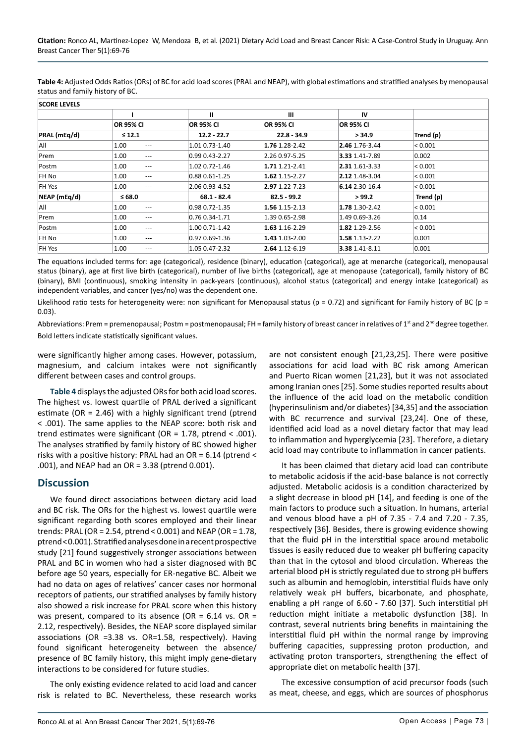**Table 4:** Adjusted Odds Ratios (ORs) of BC for acid load scores (PRAL and NEAP), with global estimations and stratified analyses by menopausal status and family history of BC.

| SCORE LEVELS | | | | | | | | | |
|---|---|---|---|---|---|---|---|---|---|
| | I | | II | | III | | IV | | |
| | OR 95% CI | | OR 95% CI | | OR 95% CI | | OR 95% CI | | |
| **PRAL (mEq/d)** | **≤ 12.1** | | **12.2 - 22.7** | | **22.8 - 34.9** | | **> 34.9** | | **Trend (p)** |
| All | 1.00 | --- | 1.01 | 0.73-1.40 | **1.76** | 1.28-2.42 | **2.46** | 1.76-3.44 | < 0.001 |
| Prem | 1.00 | --- | 0.99 | 0.43-2.27 | 2.26 | 0.97-5.25 | **3.33** | 1.41-7.89 | 0.002 |
| Postm | 1.00 | --- | 1.02 | 0.72-1.46 | **1.71** | 1.21-2.41 | **2.31** | 1.61-3.33 | < 0.001 |
| FH No | 1.00 | --- | 0.88 | 0.61-1.25 | **1.62** | 1.15-2.27 | **2.12** | 1.48-3.04 | < 0.001 |
| FH Yes | 1.00 | --- | 2.06 | 0.93-4.52 | **2.97** | 1.22-7.23 | **6.14** | 2.30-16.4 | < 0.001 |
| **NEAP (mEq/d)** | **≤ 68.0** | | **68.1 - 82.4** | | **82.5 - 99.2** | | **> 99.2** | | **Trend (p)** |
| All | 1.00 | --- | 0.98 | 0.72-1.35 | **1.56** | 1.15-2.13 | **1.78** | 1.30-2.42 | < 0.001 |
| Prem | 1.00 | --- | 0.76 | 0.34-1.71 | 1.39 | 0.65-2.98 | 1.49 | 0.69-3.26 | 0.14 |
| Postm | 1.00 | --- | 1.00 | 0.71-1.42 | **1.63** | 1.16-2.29 | **1.82** | 1.29-2.56 | < 0.001 |
| FH No | 1.00 | --- | 0.97 | 0.69-1.36 | **1.43** | 1.03-2.00 | **1.58** | 1.13-2.22 | 0.001 |
| FH Yes | 1.00 | --- | 1.05 | 0.47-2.32 | **2.64** | 1.12-6.19 | **3.38** | 1.41-8.11 | 0.001 |

The equations included terms for: age (categorical), residence (binary), education (categorical), age at menarche (categorical), menopausal status (binary), age at first live birth (categorical), number of live births (categorical), age at menopause (categorical), family history of BC (binary), BMI (continuous), smoking intensity in pack-years (continuous), alcohol status (categorical) and energy intake (categorical) as independent variables, and cancer (yes/no) was the dependent one.

Likelihood ratio tests for heterogeneity were: non significant for Menopausal status ($p = 0.72$) and significant for Family history of BC ($p = 0.03$).

Abbreviations: Prem = premenopausal; Postm = postmenopausal; FH = family history of breast cancer in relatives of 1st and 2nd degree together.

Bold letters indicate statistically significant values.

were significantly higher among cases. However, potassium, magnesium, and calcium intakes were not significantly different between cases and control groups.

**Table 4** displays the adjusted ORs for both acid load scores. The highest vs. lowest quartile of PRAL derived a significant estimate (OR = 2.46) with a highly significant trend (ptrend < .001). The same applies to the NEAP score: both risk and trend estimates were significant (OR = 1.78, ptrend < .001). The analyses stratified by family history of BC showed higher risks with a positive history: PRAL had an OR = 6.14 (ptrend < .001), and NEAP had an OR = 3.38 (ptrend 0.001).

## Discussion

We found direct associations between dietary acid load and BC risk. The ORs for the highest vs. lowest quartile were significant regarding both scores employed and their linear trends: PRAL (OR = 2.54, ptrend < 0.001) and NEAP (OR = 1.78, ptrend < 0.001). Stratified analyses done in a recent prospective study [21] found suggestively stronger associations between PRAL and BC in women who had a sister diagnosed with BC before age 50 years, especially for ER-negative BC. Albeit we had no data on ages of relatives' cancer cases nor hormonal receptors of patients, our stratified analyses by family history also showed a risk increase for PRAL score when this history was present, compared to its absence (OR = 6.14 vs. OR = 2.12, respectively). Besides, the NEAP score displayed similar associations (OR =3.38 vs. OR=1.58, respectively). Having found significant heterogeneity between the absence/presence of BC family history, this might imply gene-dietary interactions to be considered for future studies.

The only existing evidence related to acid load and cancer risk is related to BC. Nevertheless, these research works are not consistent enough [21,23,25]. There were positive associations for acid load with BC risk among American and Puerto Rican women [21,23], but it was not associated among Iranian ones [25]. Some studies reported results about the influence of the acid load on the metabolic condition (hyperinsulinism and/or diabetes) [34,35] and the association with BC recurrence and survival [23,24]. One of these, identified acid load as a novel dietary factor that may lead to inflammation and hyperglycemia [23]. Therefore, a dietary acid load may contribute to inflammation in cancer patients.

It has been claimed that dietary acid load can contribute to metabolic acidosis if the acid-base balance is not correctly adjusted. Metabolic acidosis is a condition characterized by a slight decrease in blood pH [14], and feeding is one of the main factors to produce such a situation. In humans, arterial and venous blood have a pH of 7.35 - 7.4 and 7.20 - 7.35, respectively [36]. Besides, there is growing evidence showing that the fluid pH in the interstitial space around metabolic tissues is easily reduced due to weaker pH buffering capacity than that in the cytosol and blood circulation. Whereas the arterial blood pH is strictly regulated due to strong pH buffers such as albumin and hemoglobin, interstitial fluids have only relatively weak pH buffers, bicarbonate, and phosphate, enabling a pH range of 6.60 - 7.60 [37]. Such interstitial pH reduction might initiate a metabolic dysfunction [38]. In contrast, several nutrients bring benefits in maintaining the interstitial fluid pH within the normal range by improving buffering capacities, suppressing proton production, and activating proton transporters, strengthening the effect of appropriate diet on metabolic health [37].

The excessive consumption of acid precursor foods (such as meat, cheese, and eggs, which are sources of phosphorus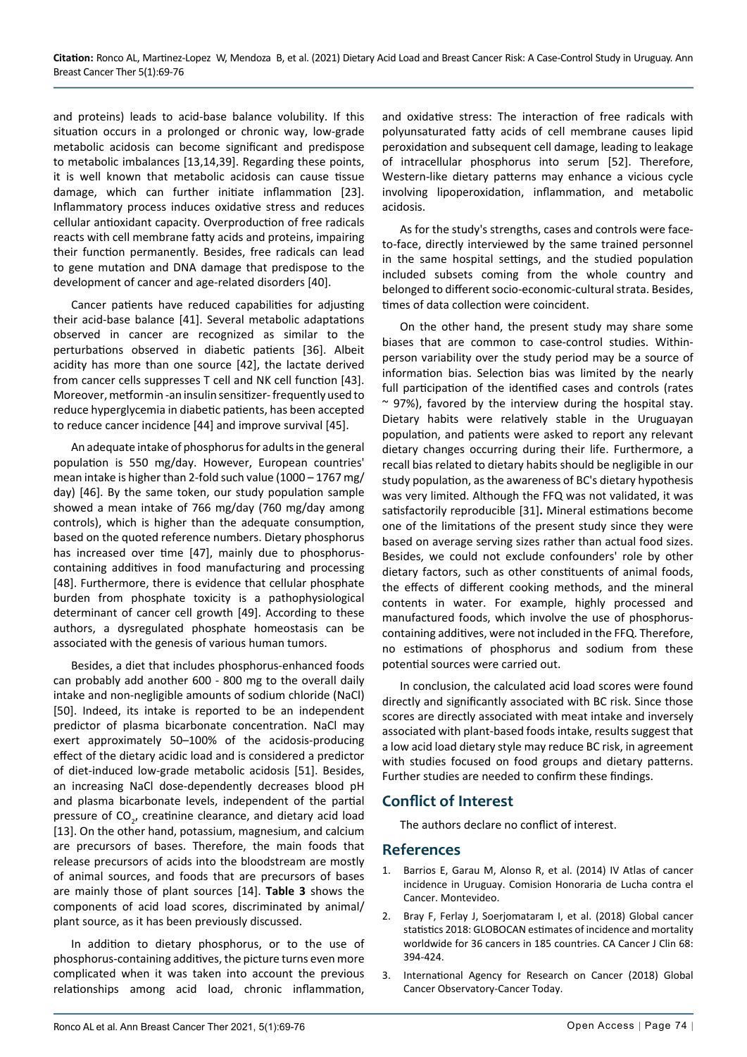and proteins) leads to acid-base balance volubility. If this situation occurs in a prolonged or chronic way, low-grade metabolic acidosis can become significant and predispose to metabolic imbalances [13,14,39]. Regarding these points, it is well known that metabolic acidosis can cause tissue damage, which can further initiate inflammation [23]. Inflammatory process induces oxidative stress and reduces cellular antioxidant capacity. Overproduction of free radicals reacts with cell membrane fatty acids and proteins, impairing their function permanently. Besides, free radicals can lead to gene mutation and DNA damage that predispose to the development of cancer and age-related disorders [40].

Cancer patients have reduced capabilities for adjusting their acid-base balance [41]. Several metabolic adaptations observed in cancer are recognized as similar to the perturbations observed in diabetic patients [36]. Albeit acidity has more than one source [42], the lactate derived from cancer cells suppresses T cell and NK cell function [43]. Moreover, metformin -an insulin sensitizer- frequently used to reduce hyperglycemia in diabetic patients, has been accepted to reduce cancer incidence [44] and improve survival [45].

An adequate intake of phosphorus for adults in the general population is 550 mg/day. However, European countries' mean intake is higher than 2-fold such value (1000 – 1767 mg/day) [46]. By the same token, our study population sample showed a mean intake of 766 mg/day (760 mg/day among controls), which is higher than the adequate consumption, based on the quoted reference numbers. Dietary phosphorus has increased over time [47], mainly due to phosphorus-containing additives in food manufacturing and processing [48]. Furthermore, there is evidence that cellular phosphate burden from phosphate toxicity is a pathophysiological determinant of cancer cell growth [49]. According to these authors, a dysregulated phosphate homeostasis can be associated with the genesis of various human tumors.

Besides, a diet that includes phosphorus-enhanced foods can probably add another 600 - 800 mg to the overall daily intake and non-negligible amounts of sodium chloride (NaCl) [50]. Indeed, its intake is reported to be an independent predictor of plasma bicarbonate concentration. NaCl may exert approximately 50–100% of the acidosis-producing effect of the dietary acidic load and is considered a predictor of diet-induced low-grade metabolic acidosis [51]. Besides, an increasing NaCl dose-dependently decreases blood pH and plasma bicarbonate levels, independent of the partial pressure of $CO_2$, creatinine clearance, and dietary acid load [13]. On the other hand, potassium, magnesium, and calcium are precursors of bases. Therefore, the main foods that release precursors of acids into the bloodstream are mostly of animal sources, and foods that are precursors of bases are mainly those of plant sources [14]. **Table 3** shows the components of acid load scores, discriminated by animal/plant source, as it has been previously discussed.

In addition to dietary phosphorus, or to the use of phosphorus-containing additives, the picture turns even more complicated when it was taken into account the previous relationships among acid load, chronic inflammation, and oxidative stress: The interaction of free radicals with polyunsaturated fatty acids of cell membrane causes lipid peroxidation and subsequent cell damage, leading to leakage of intracellular phosphorus into serum [52]. Therefore, Western-like dietary patterns may enhance a vicious cycle involving lipoperoxidation, inflammation, and metabolic acidosis.

As for the study's strengths, cases and controls were face-to-face, directly interviewed by the same trained personnel in the same hospital settings, and the studied population included subsets coming from the whole country and belonged to different socio-economic-cultural strata. Besides, times of data collection were coincident.

On the other hand, the present study may share some biases that are common to case-control studies. Within-person variability over the study period may be a source of information bias. Selection bias was limited by the nearly full participation of the identified cases and controls (rates ~ 97%), favored by the interview during the hospital stay. Dietary habits were relatively stable in the Uruguayan population, and patients were asked to report any relevant dietary changes occurring during their life. Furthermore, a recall bias related to dietary habits should be negligible in our study population, as the awareness of BC's dietary hypothesis was very limited. Although the FFQ was not validated, it was satisfactorily reproducible [31]**.** Mineral estimations become one of the limitations of the present study since they were based on average serving sizes rather than actual food sizes. Besides, we could not exclude confounders' role by other dietary factors, such as other constituents of animal foods, the effects of different cooking methods, and the mineral contents in water. For example, highly processed and manufactured foods, which involve the use of phosphorus-containing additives, were not included in the FFQ. Therefore, no estimations of phosphorus and sodium from these potential sources were carried out.

In conclusion, the calculated acid load scores were found directly and significantly associated with BC risk. Since those scores are directly associated with meat intake and inversely associated with plant-based foods intake, results suggest that a low acid load dietary style may reduce BC risk, in agreement with studies focused on food groups and dietary patterns. Further studies are needed to confirm these findings.

## Conflict of Interest

The authors declare no conflict of interest.

## References

1. Barrios E, Garau M, Alonso R, et al. (2014) IV Atlas of cancer incidence in Uruguay. Comision Honoraria de Lucha contra el Cancer. Montevideo.
2. Bray F, Ferlay J, Soerjomataram I, et al. (2018) Global cancer statistics 2018: GLOBOCAN estimates of incidence and mortality worldwide for 36 cancers in 185 countries. CA Cancer J Clin 68: 394-424.
3. International Agency for Research on Cancer (2018) Global Cancer Observatory-Cancer Today.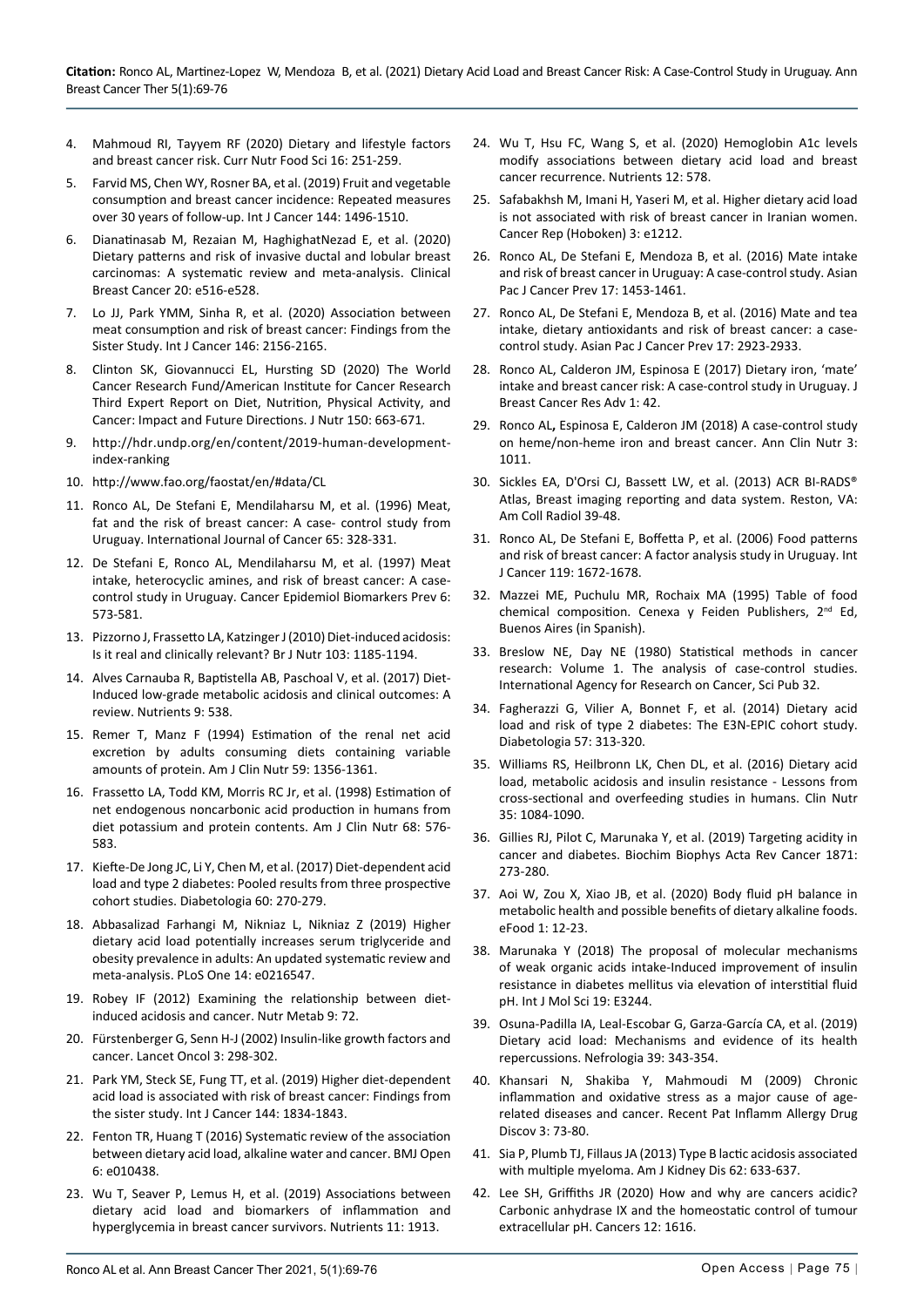4. Mahmoud RI, Tayyem RF (2020) Dietary and lifestyle factors and breast cancer risk. Curr Nutr Food Sci 16: 251-259.
5. Farvid MS, Chen WY, Rosner BA, et al. (2019) Fruit and vegetable consumption and breast cancer incidence: Repeated measures over 30 years of follow-up. Int J Cancer 144: 1496-1510.
6. Dianatinasab M, Rezaian M, HaghighatNezad E, et al. (2020) Dietary patterns and risk of invasive ductal and lobular breast carcinomas: A systematic review and meta-analysis. Clinical Breast Cancer 20: e516-e528.
7. Lo JJ, Park YMM, Sinha R, et al. (2020) Association between meat consumption and risk of breast cancer: Findings from the Sister Study. Int J Cancer 146: 2156-2165.
8. Clinton SK, Giovannucci EL, Hursting SD (2020) The World Cancer Research Fund/American Institute for Cancer Research Third Expert Report on Diet, Nutrition, Physical Activity, and Cancer: Impact and Future Directions. J Nutr 150: 663-671.
9. http://hdr.undp.org/en/content/2019-human-development-index-ranking
10. http://www.fao.org/faostat/en/#data/CL
11. Ronco AL, De Stefani E, Mendilaharsu M, et al. (1996) Meat, fat and the risk of breast cancer: A case- control study from Uruguay. International Journal of Cancer 65: 328-331.
12. De Stefani E, Ronco AL, Mendilaharsu M, et al. (1997) Meat intake, heterocyclic amines, and risk of breast cancer: A case-control study in Uruguay. Cancer Epidemiol Biomarkers Prev 6: 573-581.
13. Pizzorno J, Frassetto LA, Katzinger J (2010) Diet-induced acidosis: Is it real and clinically relevant? Br J Nutr 103: 1185-1194.
14. Alves Carnauba R, Baptistella AB, Paschoal V, et al. (2017) Diet-Induced low-grade metabolic acidosis and clinical outcomes: A review. Nutrients 9: 538.
15. Remer T, Manz F (1994) Estimation of the renal net acid excretion by adults consuming diets containing variable amounts of protein. Am J Clin Nutr 59: 1356-1361.
16. Frassetto LA, Todd KM, Morris RC Jr, et al. (1998) Estimation of net endogenous noncarbonic acid production in humans from diet potassium and protein contents. Am J Clin Nutr 68: 576-583.
17. Kiefte-De Jong JC, Li Y, Chen M, et al. (2017) Diet-dependent acid load and type 2 diabetes: Pooled results from three prospective cohort studies. Diabetologia 60: 270-279.
18. Abbasalizad Farhangi M, Nikniaz L, Nikniaz Z (2019) Higher dietary acid load potentially increases serum triglyceride and obesity prevalence in adults: An updated systematic review and meta-analysis. PLoS One 14: e0216547.
19. Robey IF (2012) Examining the relationship between diet-induced acidosis and cancer. Nutr Metab 9: 72.
20. Fürstenberger G, Senn H-J (2002) Insulin-like growth factors and cancer. Lancet Oncol 3: 298-302.
21. Park YM, Steck SE, Fung TT, et al. (2019) Higher diet-dependent acid load is associated with risk of breast cancer: Findings from the sister study. Int J Cancer 144: 1834-1843.
22. Fenton TR, Huang T (2016) Systematic review of the association between dietary acid load, alkaline water and cancer. BMJ Open 6: e010438.
23. Wu T, Seaver P, Lemus H, et al. (2019) Associations between dietary acid load and biomarkers of inflammation and hyperglycemia in breast cancer survivors. Nutrients 11: 1913.
24. Wu T, Hsu FC, Wang S, et al. (2020) Hemoglobin A1c levels modify associations between dietary acid load and breast cancer recurrence. Nutrients 12: 578.
25. Safabakhsh M, Imani H, Yaseri M, et al. Higher dietary acid load is not associated with risk of breast cancer in Iranian women. Cancer Rep (Hoboken) 3: e1212.
26. Ronco AL, De Stefani E, Mendoza B, et al. (2016) Mate intake and risk of breast cancer in Uruguay: A case-control study. Asian Pac J Cancer Prev 17: 1453-1461.
27. Ronco AL, De Stefani E, Mendoza B, et al. (2016) Mate and tea intake, dietary antioxidants and risk of breast cancer: a case-control study. Asian Pac J Cancer Prev 17: 2923-2933.
28. Ronco AL, Calderon JM, Espinosa E (2017) Dietary iron, 'mate' intake and breast cancer risk: A case-control study in Uruguay. J Breast Cancer Res Adv 1: 42.
29. Ronco AL**,** Espinosa E, Calderon JM (2018) A case-control study on heme/non-heme iron and breast cancer. Ann Clin Nutr 3: 1011.
30. Sickles EA, D'Orsi CJ, Bassett LW, et al. (2013) ACR BI-RADS® Atlas, Breast imaging reporting and data system. Reston, VA: Am Coll Radiol 39-48.
31. Ronco AL, De Stefani E, Boffetta P, et al. (2006) Food patterns and risk of breast cancer: A factor analysis study in Uruguay. Int J Cancer 119: 1672-1678.
32. Mazzei ME, Puchulu MR, Rochaix MA (1995) Table of food chemical composition. Cenexa y Feiden Publishers, 2nd Ed, Buenos Aires (in Spanish).
33. Breslow NE, Day NE (1980) Statistical methods in cancer research: Volume 1. The analysis of case-control studies. International Agency for Research on Cancer, Sci Pub 32.
34. Fagherazzi G, Vilier A, Bonnet F, et al. (2014) Dietary acid load and risk of type 2 diabetes: The E3N-EPIC cohort study. Diabetologia 57: 313-320.
35. Williams RS, Heilbronn LK, Chen DL, et al. (2016) Dietary acid load, metabolic acidosis and insulin resistance - Lessons from cross-sectional and overfeeding studies in humans. Clin Nutr 35: 1084-1090.
36. Gillies RJ, Pilot C, Marunaka Y, et al. (2019) Targeting acidity in cancer and diabetes. Biochim Biophys Acta Rev Cancer 1871: 273-280.
37. Aoi W, Zou X, Xiao JB, et al. (2020) Body fluid pH balance in metabolic health and possible benefits of dietary alkaline foods. eFood 1: 12-23.
38. Marunaka Y (2018) The proposal of molecular mechanisms of weak organic acids intake-Induced improvement of insulin resistance in diabetes mellitus via elevation of interstitial fluid pH. Int J Mol Sci 19: E3244.
39. Osuna-Padilla IA, Leal-Escobar G, Garza-García CA, et al. (2019) Dietary acid load: Mechanisms and evidence of its health repercussions. Nefrologia 39: 343-354.
40. Khansari N, Shakiba Y, Mahmoudi M (2009) Chronic inflammation and oxidative stress as a major cause of age-related diseases and cancer. Recent Pat Inflamm Allergy Drug Discov 3: 73-80.
41. Sia P, Plumb TJ, Fillaus JA (2013) Type B lactic acidosis associated with multiple myeloma. Am J Kidney Dis 62: 633-637.
42. Lee SH, Griffiths JR (2020) How and why are cancers acidic? Carbonic anhydrase IX and the homeostatic control of tumour extracellular pH. Cancers 12: 1616.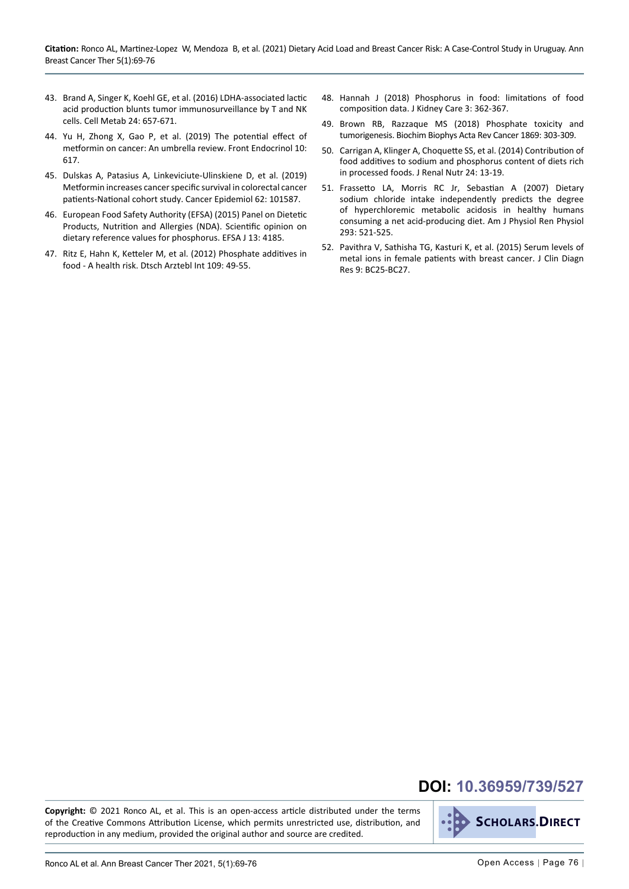43. Brand A, Singer K, Koehl GE, et al. (2016) LDHA-associated lactic acid production blunts tumor immunosurveillance by T and NK cells. Cell Metab 24: 657-671.
44. Yu H, Zhong X, Gao P, et al. (2019) The potential effect of metformin on cancer: An umbrella review. Front Endocrinol 10: 617.
45. Dulskas A, Patasius A, Linkeviciute-Ulinskiene D, et al. (2019) Metformin increases cancer specific survival in colorectal cancer patients-National cohort study. Cancer Epidemiol 62: 101587.
46. European Food Safety Authority (EFSA) (2015) Panel on Dietetic Products, Nutrition and Allergies (NDA). Scientific opinion on dietary reference values for phosphorus. EFSA J 13: 4185.
47. Ritz E, Hahn K, Ketteler M, et al. (2012) Phosphate additives in food - A health risk. Dtsch Arztebl Int 109: 49-55.
48. Hannah J (2018) Phosphorus in food: limitations of food composition data. J Kidney Care 3: 362-367.
49. Brown RB, Razzaque MS (2018) Phosphate toxicity and tumorigenesis. Biochim Biophys Acta Rev Cancer 1869: 303-309.
50. Carrigan A, Klinger A, Choquette SS, et al. (2014) Contribution of food additives to sodium and phosphorus content of diets rich in processed foods. J Renal Nutr 24: 13-19.
51. Frassetto LA, Morris RC Jr, Sebastian A (2007) Dietary sodium chloride intake independently predicts the degree of hyperchloremic metabolic acidosis in healthy humans consuming a net acid-producing diet. Am J Physiol Ren Physiol 293: 521-525.
52. Pavithra V, Sathisha TG, Kasturi K, et al. (2015) Serum levels of metal ions in female patients with breast cancer. J Clin Diagn Res 9: BC25-BC27.

**DOI: 10.36959/739/527**

**Copyright:** © 2021 Ronco AL, et al. This is an open-access article distributed under the terms of the Creative Commons Attribution License, which permits unrestricted use, distribution, and reproduction in any medium, provided the original author and source are credited.